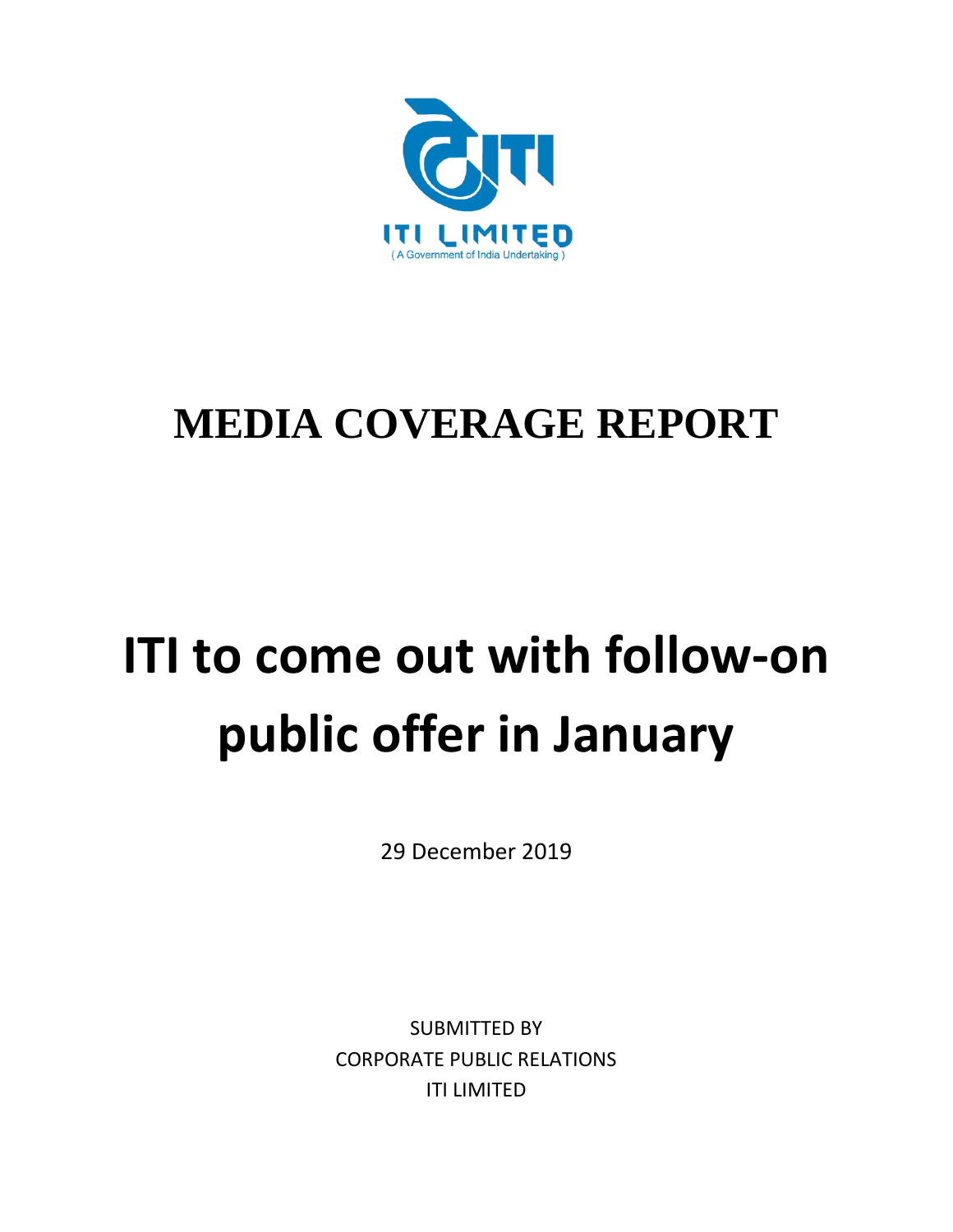ITI LIMITED
( A Government of India Undertaking )

# MEDIA COVERAGE REPORT

# ITI to come out with follow-on public offer in January

29 December 2019

SUBMITTED BY
CORPORATE PUBLIC RELATIONS
ITI LIMITED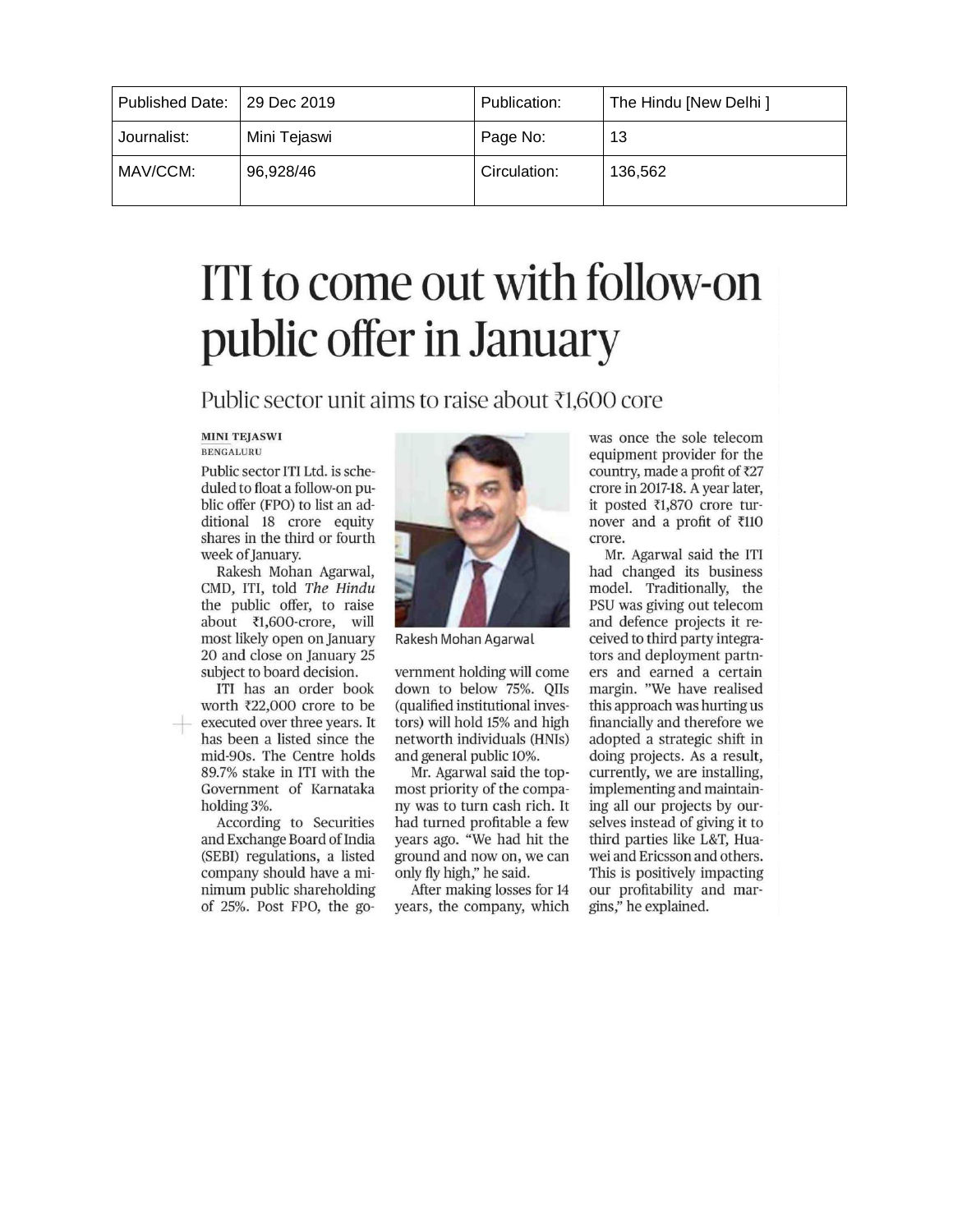| Published Date: | 29 Dec 2019 | Publication: | The Hindu [New Delhi ] |
| --- | --- | --- | --- |
| Journalist: | Mini Tejaswi | Page No: | 13 |
| MAV/CCM: | 96,928/46 | Circulation: | 136,562 |

# ITI to come out with follow-on public offer in January

## Public sector unit aims to raise about ₹1,600 core

**MINI TEJASWI**
BENGALURU

Public sector ITI Ltd. is scheduled to float a follow-on public offer (FPO) to list an additional 18 crore equity shares in the third or fourth week of January.

Rakesh Mohan Agarwal, CMD, ITI, told *The Hindu* the public offer, to raise about ₹1,600-crore, will most likely open on January 20 and close on January 25 subject to board decision.

ITI has an order book worth ₹22,000 crore to be executed over three years. It has been a listed since the mid-90s. The Centre holds 89.7% stake in ITI with the Government of Karnataka holding 3%.

According to Securities and Exchange Board of India (SEBI) regulations, a listed company should have a minimum public shareholding of 25%. Post FPO, the government holding will come down to below 75%. QIIs (qualified institutional investors) will hold 15% and high networth individuals (HNIs) and general public 10%.

Rakesh Mohan Agarwal

Mr. Agarwal said the topmost priority of the company was to turn cash rich. It had turned profitable a few years ago. "We had hit the ground and now on, we can only fly high," he said.

After making losses for 14 years, the company, which was once the sole telecom equipment provider for the country, made a profit of ₹27 crore in 2017-18. A year later, it posted ₹1,870 crore turnover and a profit of ₹110 crore.

Mr. Agarwal said the ITI had changed its business model. Traditionally, the PSU was giving out telecom and defence projects it received to third party integrators and deployment partners and earned a certain margin. "We have realised this approach was hurting us financially and therefore we adopted a strategic shift in doing projects. As a result, currently, we are installing, implementing and maintaining all our projects by ourselves instead of giving it to third parties like L&T, Huawei and Ericsson and others. This is positively impacting our profitability and margins," he explained.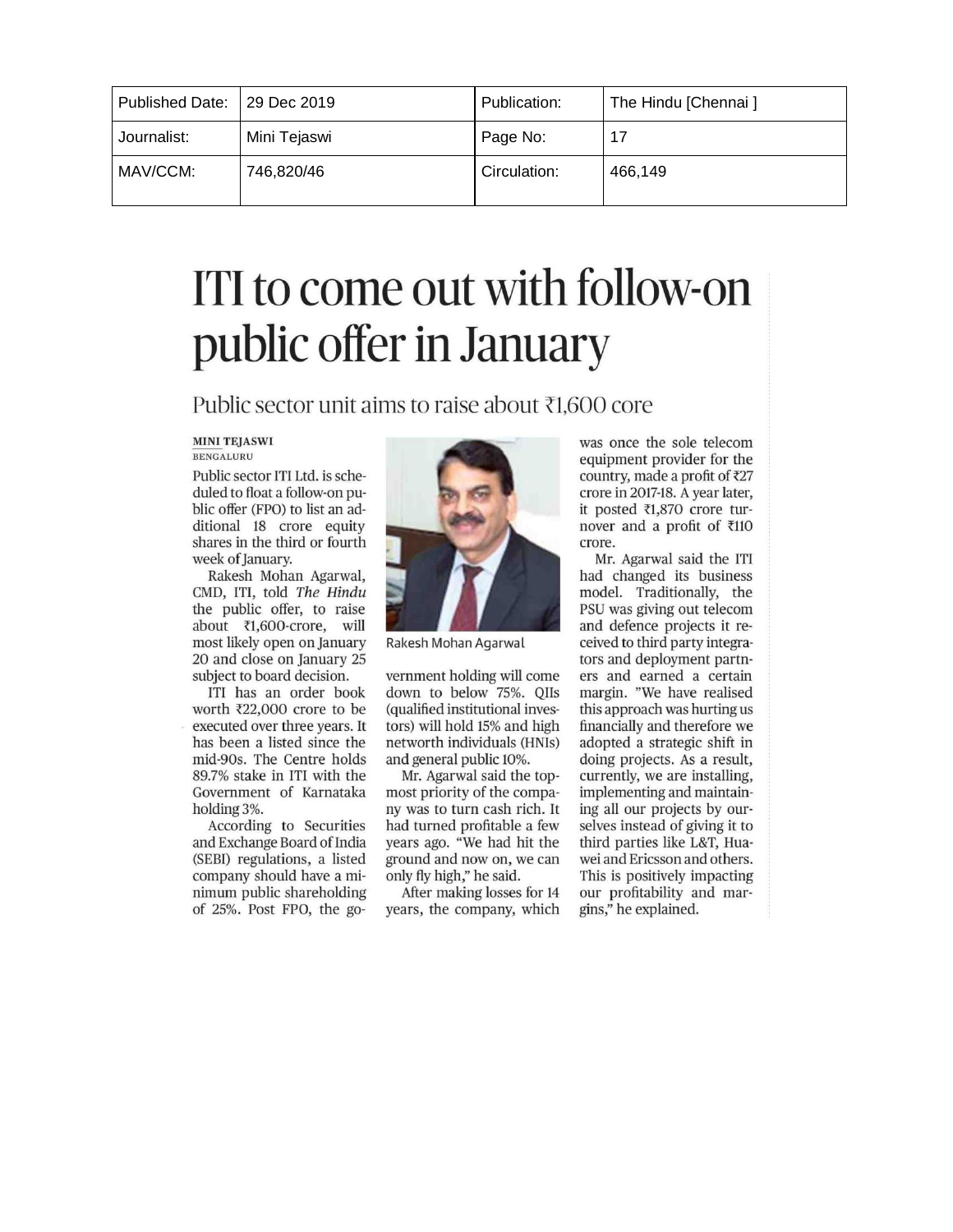| Published Date: | 29 Dec 2019 | Publication: | The Hindu [Chennai ] |
|---|---|---|---|
| Journalist: | Mini Tejaswi | Page No: | 17 |
| MAV/CCM: | 746,820/46 | Circulation: | 466,149 |

# ITI to come out with follow-on public offer in January

## Public sector unit aims to raise about ₹1,600 core

**MINI TEJASWI**
BENGALURU

Public sector ITI Ltd. is scheduled to float a follow-on public offer (FPO) to list an additional 18 crore equity shares in the third or fourth week of January.

Rakesh Mohan Agarwal, CMD, ITI, told *The Hindu* the public offer, to raise about ₹1,600-crore, will most likely open on January 20 and close on January 25 subject to board decision.

ITI has an order book worth ₹22,000 crore to be executed over three years. It has been a listed since the mid-90s. The Centre holds 89.7% stake in ITI with the Government of Karnataka holding 3%.

According to Securities and Exchange Board of India (SEBI) regulations, a listed company should have a minimum public shareholding of 25%. Post FPO, the government holding will come down to below 75%. QIIs (qualified institutional investors) will hold 15% and high networth individuals (HNIs) and general public 10%.

Rakesh Mohan Agarwal

Mr. Agarwal said the topmost priority of the company was to turn cash rich. It had turned profitable a few years ago. "We had hit the ground and now on, we can only fly high," he said.

After making losses for 14 years, the company, which was once the sole telecom equipment provider for the country, made a profit of ₹27 crore in 2017-18. A year later, it posted ₹1,870 crore turnover and a profit of ₹110 crore.

Mr. Agarwal said the ITI had changed its business model. Traditionally, the PSU was giving out telecom and defence projects it received to third party integrators and deployment partners and earned a certain margin. "We have realised this approach was hurting us financially and therefore we adopted a strategic shift in doing projects. As a result, currently, we are installing, implementing and maintaining all our projects by ourselves instead of giving it to third parties like L&T, Huawei and Ericsson and others. This is positively impacting our profitability and margins," he explained.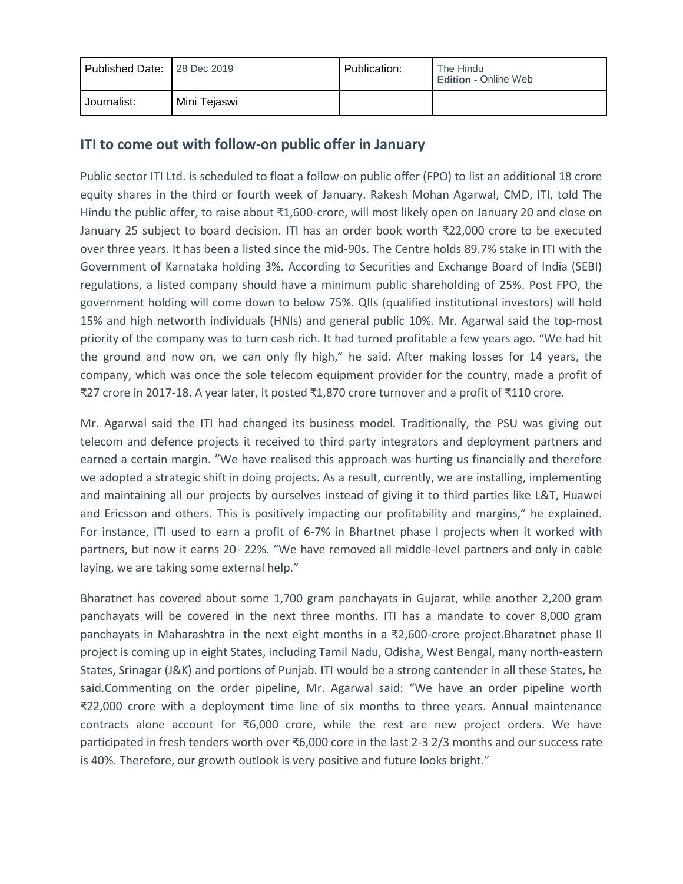| Published Date: | 28 Dec 2019 | Publication: | The Hindu **Edition -** Online Web |
|---|---|---|---|
| Journalist: | Mini Tejaswi | | |

## ITI to come out with follow-on public offer in January

Public sector ITI Ltd. is scheduled to float a follow-on public offer (FPO) to list an additional 18 crore equity shares in the third or fourth week of January. Rakesh Mohan Agarwal, CMD, ITI, told The Hindu the public offer, to raise about ₹1,600-crore, will most likely open on January 20 and close on January 25 subject to board decision. ITI has an order book worth ₹22,000 crore to be executed over three years. It has been a listed since the mid-90s. The Centre holds 89.7% stake in ITI with the Government of Karnataka holding 3%. According to Securities and Exchange Board of India (SEBI) regulations, a listed company should have a minimum public shareholding of 25%. Post FPO, the government holding will come down to below 75%. QIIs (qualified institutional investors) will hold 15% and high networth individuals (HNIs) and general public 10%. Mr. Agarwal said the top-most priority of the company was to turn cash rich. It had turned profitable a few years ago. "We had hit the ground and now on, we can only fly high," he said. After making losses for 14 years, the company, which was once the sole telecom equipment provider for the country, made a profit of ₹27 crore in 2017-18. A year later, it posted ₹1,870 crore turnover and a profit of ₹110 crore.

Mr. Agarwal said the ITI had changed its business model. Traditionally, the PSU was giving out telecom and defence projects it received to third party integrators and deployment partners and earned a certain margin. "We have realised this approach was hurting us financially and therefore we adopted a strategic shift in doing projects. As a result, currently, we are installing, implementing and maintaining all our projects by ourselves instead of giving it to third parties like L&T, Huawei and Ericsson and others. This is positively impacting our profitability and margins," he explained. For instance, ITI used to earn a profit of 6-7% in Bhartnet phase I projects when it worked with partners, but now it earns 20- 22%. "We have removed all middle-level partners and only in cable laying, we are taking some external help."

Bharatnet has covered about some 1,700 gram panchayats in Gujarat, while another 2,200 gram panchayats will be covered in the next three months. ITI has a mandate to cover 8,000 gram panchayats in Maharashtra in the next eight months in a ₹2,600-crore project.Bharatnet phase II project is coming up in eight States, including Tamil Nadu, Odisha, West Bengal, many north-eastern States, Srinagar (J&K) and portions of Punjab. ITI would be a strong contender in all these States, he said.Commenting on the order pipeline, Mr. Agarwal said: "We have an order pipeline worth ₹22,000 crore with a deployment time line of six months to three years. Annual maintenance contracts alone account for ₹6,000 crore, while the rest are new project orders. We have participated in fresh tenders worth over ₹6,000 core in the last 2-3 2/3 months and our success rate is 40%. Therefore, our growth outlook is very positive and future looks bright."